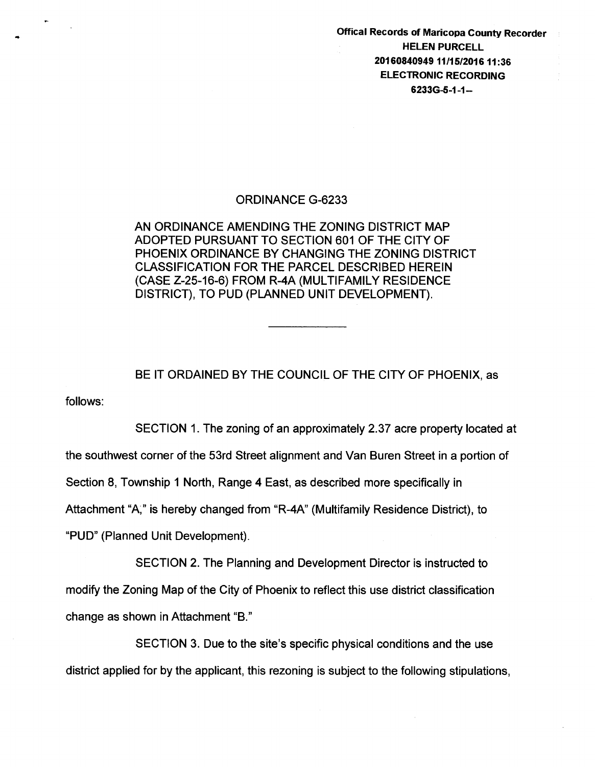Offical Records of Maricopa County Recorder
HELEN PURCELL
20160840949 11/15/2016 11:36
ELECTRONIC RECORDING
6233G-5-1-1--

# ORDINANCE G-6233

AN ORDINANCE AMENDING THE ZONING DISTRICT MAP ADOPTED PURSUANT TO SECTION 601 OF THE CITY OF PHOENIX ORDINANCE BY CHANGING THE ZONING DISTRICT CLASSIFICATION FOR THE PARCEL DESCRIBED HEREIN (CASE Z-25-16-6) FROM R-4A (MULTIFAMILY RESIDENCE DISTRICT), TO PUD (PLANNED UNIT DEVELOPMENT).

---

BE IT ORDAINED BY THE COUNCIL OF THE CITY OF PHOENIX, as follows:

SECTION 1. The zoning of an approximately 2.37 acre property located at the southwest corner of the 53rd Street alignment and Van Buren Street in a portion of Section 8, Township 1 North, Range 4 East, as described more specifically in Attachment "A," is hereby changed from "R-4A" (Multifamily Residence District), to "PUD" (Planned Unit Development).

SECTION 2. The Planning and Development Director is instructed to modify the Zoning Map of the City of Phoenix to reflect this use district classification change as shown in Attachment "B."

SECTION 3. Due to the site's specific physical conditions and the use district applied for by the applicant, this rezoning is subject to the following stipulations,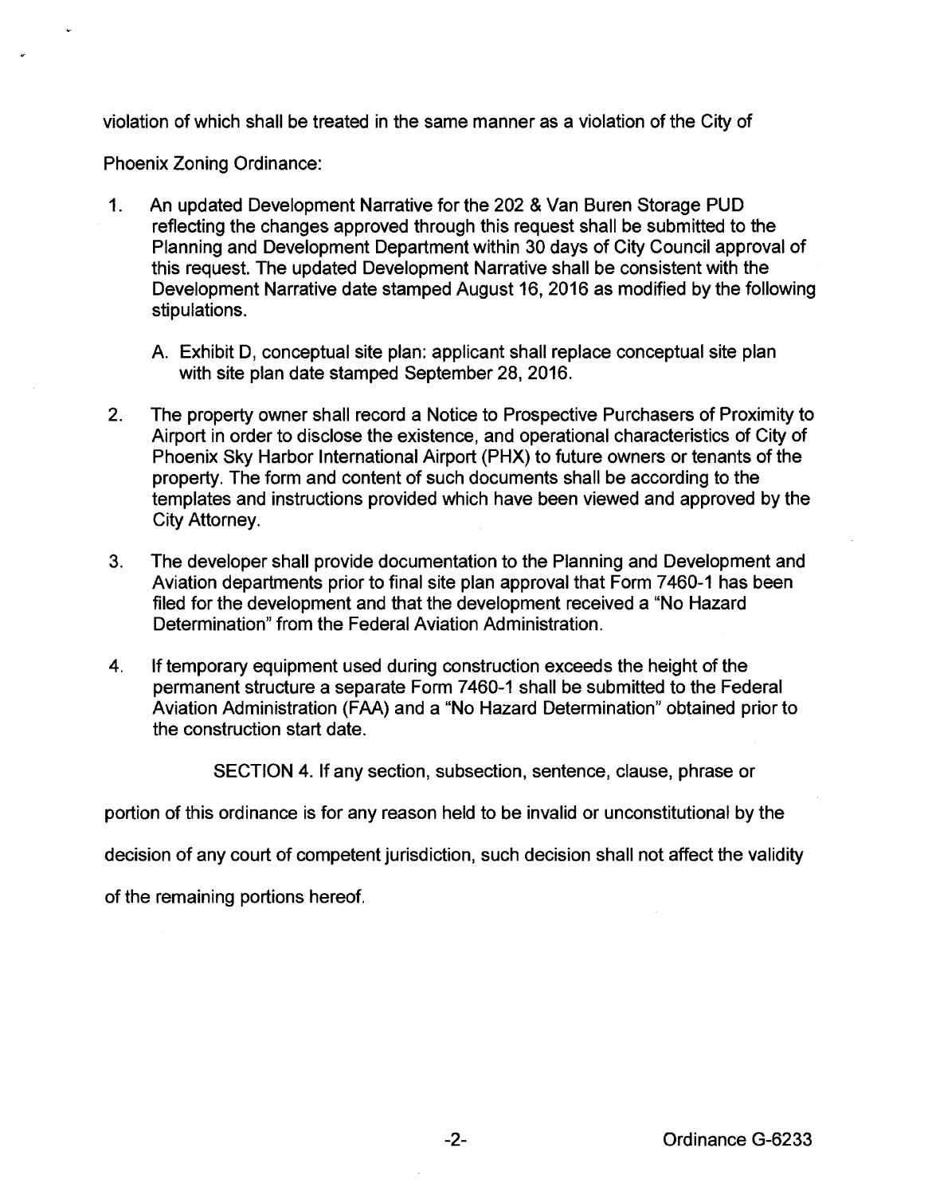violation of which shall be treated in the same manner as a violation of the City of Phoenix Zoning Ordinance:

1. An updated Development Narrative for the 202 & Van Buren Storage PUD reflecting the changes approved through this request shall be submitted to the Planning and Development Department within 30 days of City Council approval of this request. The updated Development Narrative shall be consistent with the Development Narrative date stamped August 16, 2016 as modified by the following stipulations.

   A. Exhibit D, conceptual site plan: applicant shall replace conceptual site plan with site plan date stamped September 28, 2016.

2. The property owner shall record a Notice to Prospective Purchasers of Proximity to Airport in order to disclose the existence, and operational characteristics of City of Phoenix Sky Harbor International Airport (PHX) to future owners or tenants of the property. The form and content of such documents shall be according to the templates and instructions provided which have been viewed and approved by the City Attorney.

3. The developer shall provide documentation to the Planning and Development and Aviation departments prior to final site plan approval that Form 7460-1 has been filed for the development and that the development received a "No Hazard Determination" from the Federal Aviation Administration.

4. If temporary equipment used during construction exceeds the height of the permanent structure a separate Form 7460-1 shall be submitted to the Federal Aviation Administration (FAA) and a "No Hazard Determination" obtained prior to the construction start date.

SECTION 4. If any section, subsection, sentence, clause, phrase or portion of this ordinance is for any reason held to be invalid or unconstitutional by the decision of any court of competent jurisdiction, such decision shall not affect the validity of the remaining portions hereof.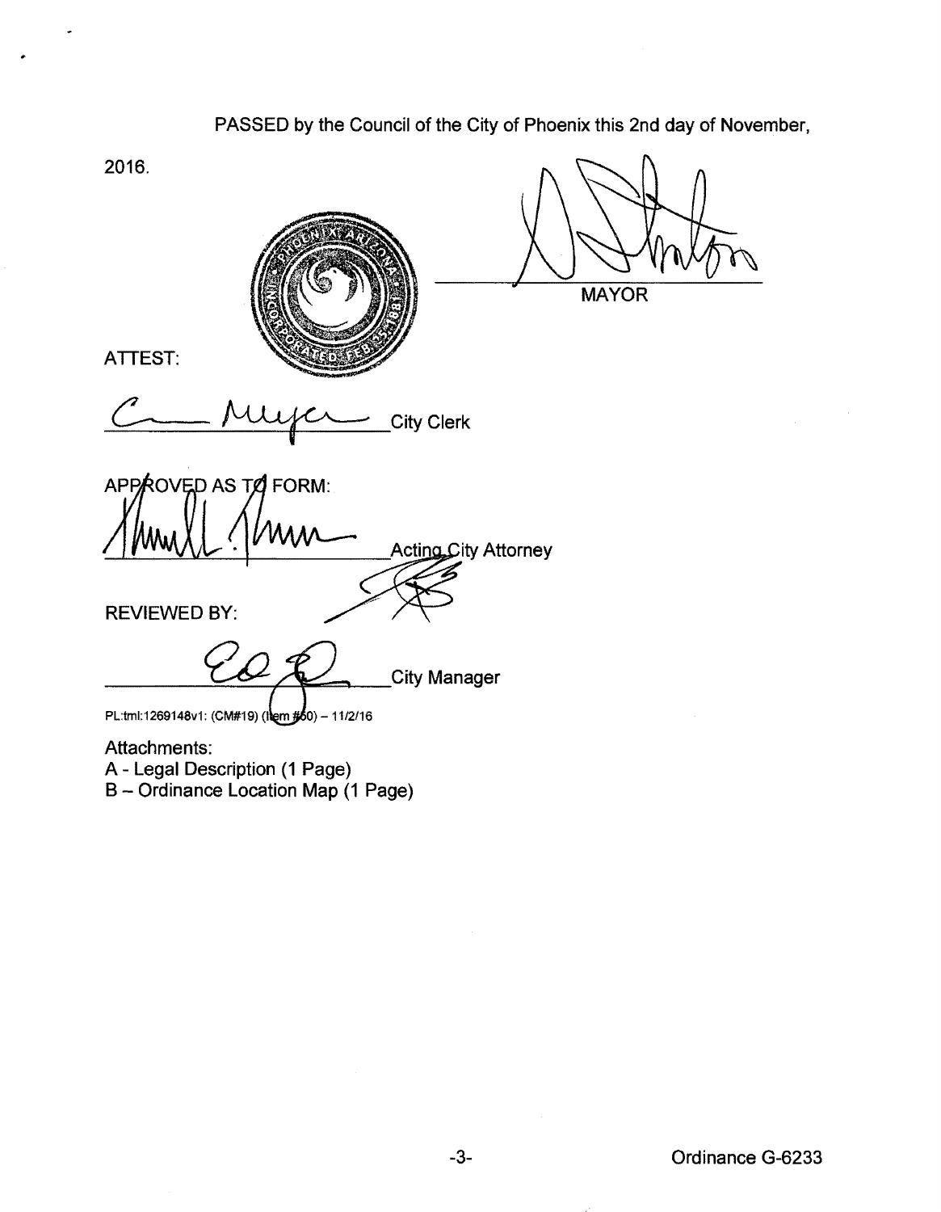PASSED by the Council of the City of Phoenix this 2nd day of November, 2016.

\_\_\_\_\_\_\_\_\_\_\_\_\_\_\_\_\_\_\_\_\_\_\_\_\_\_\_\_
MAYOR

ATTEST:

\_\_\_\_\_\_\_\_\_\_\_\_\_\_\_\_\_\_\_\_\_\_\_\_\_\_\_\_ City Clerk

APPROVED AS TO FORM:

\_\_\_\_\_\_\_\_\_\_\_\_\_\_\_\_\_\_\_\_\_\_\_\_\_\_\_\_ Acting City Attorney

REVIEWED BY:

\_\_\_\_\_\_\_\_\_\_\_\_\_\_\_\_\_\_\_\_\_\_\_\_\_\_\_\_ City Manager

PL:tml:1269148v1: (CM#19) (Item #50) – 11/2/16

Attachments:
A - Legal Description (1 Page)
B – Ordinance Location Map (1 Page)

Ordinance G-6233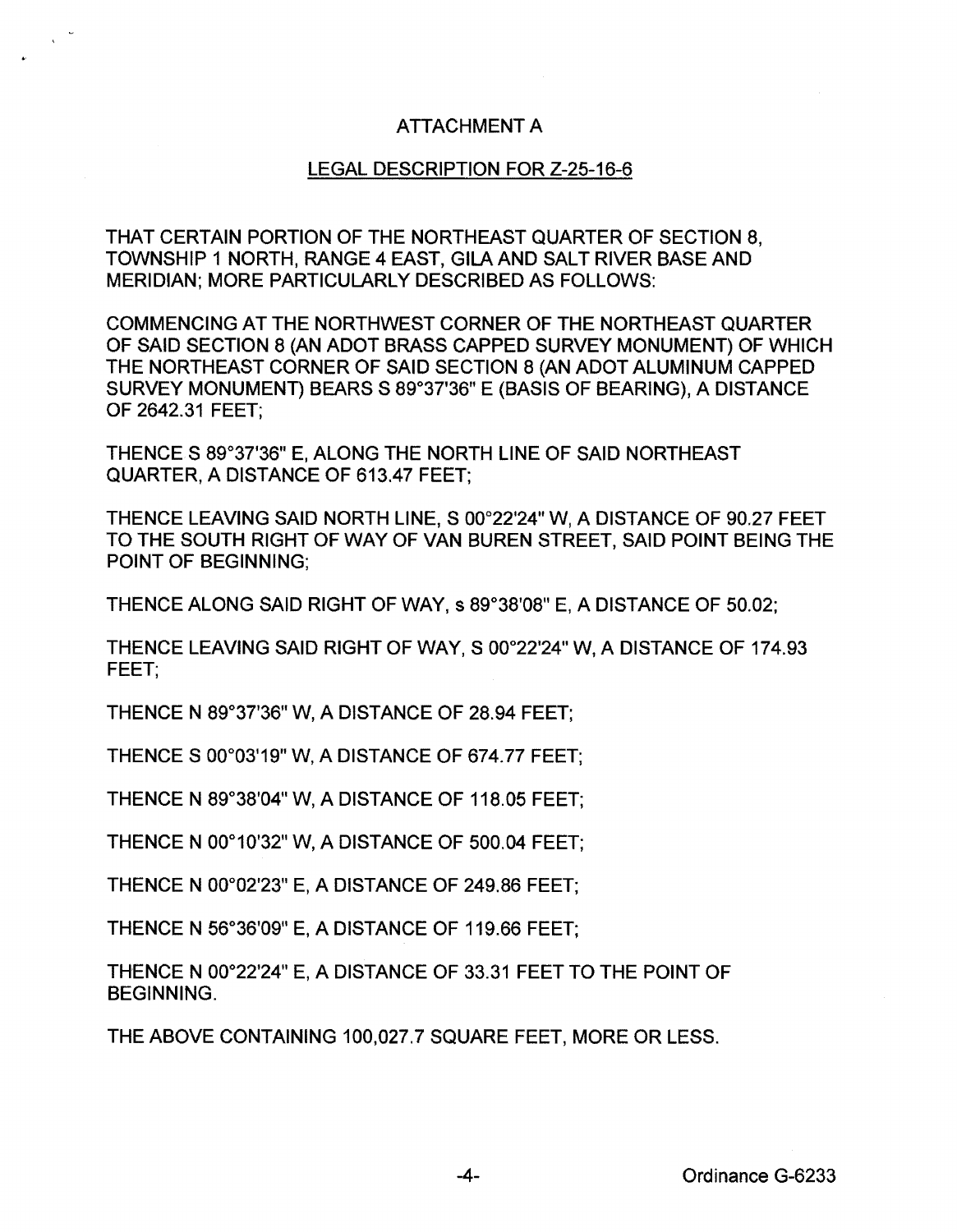# ATTACHMENT A

## LEGAL DESCRIPTION FOR Z-25-16-6

THAT CERTAIN PORTION OF THE NORTHEAST QUARTER OF SECTION 8, TOWNSHIP 1 NORTH, RANGE 4 EAST, GILA AND SALT RIVER BASE AND MERIDIAN; MORE PARTICULARLY DESCRIBED AS FOLLOWS:

COMMENCING AT THE NORTHWEST CORNER OF THE NORTHEAST QUARTER OF SAID SECTION 8 (AN ADOT BRASS CAPPED SURVEY MONUMENT) OF WHICH THE NORTHEAST CORNER OF SAID SECTION 8 (AN ADOT ALUMINUM CAPPED SURVEY MONUMENT) BEARS S 89°37'36" E (BASIS OF BEARING), A DISTANCE OF 2642.31 FEET;

THENCE S 89°37'36" E, ALONG THE NORTH LINE OF SAID NORTHEAST QUARTER, A DISTANCE OF 613.47 FEET;

THENCE LEAVING SAID NORTH LINE, S 00°22'24" W, A DISTANCE OF 90.27 FEET TO THE SOUTH RIGHT OF WAY OF VAN BUREN STREET, SAID POINT BEING THE POINT OF BEGINNING;

THENCE ALONG SAID RIGHT OF WAY, s 89°38'08" E, A DISTANCE OF 50.02;

THENCE LEAVING SAID RIGHT OF WAY, S 00°22'24" W, A DISTANCE OF 174.93 FEET;

THENCE N 89°37'36" W, A DISTANCE OF 28.94 FEET;

THENCE S 00°03'19" W, A DISTANCE OF 674.77 FEET;

THENCE N 89°38'04" W, A DISTANCE OF 118.05 FEET;

THENCE N 00°10'32" W, A DISTANCE OF 500.04 FEET;

THENCE N 00°02'23" E, A DISTANCE OF 249.86 FEET;

THENCE N 56°36'09" E, A DISTANCE OF 119.66 FEET;

THENCE N 00°22'24" E, A DISTANCE OF 33.31 FEET TO THE POINT OF BEGINNING.

THE ABOVE CONTAINING 100,027.7 SQUARE FEET, MORE OR LESS.

Ordinance G-6233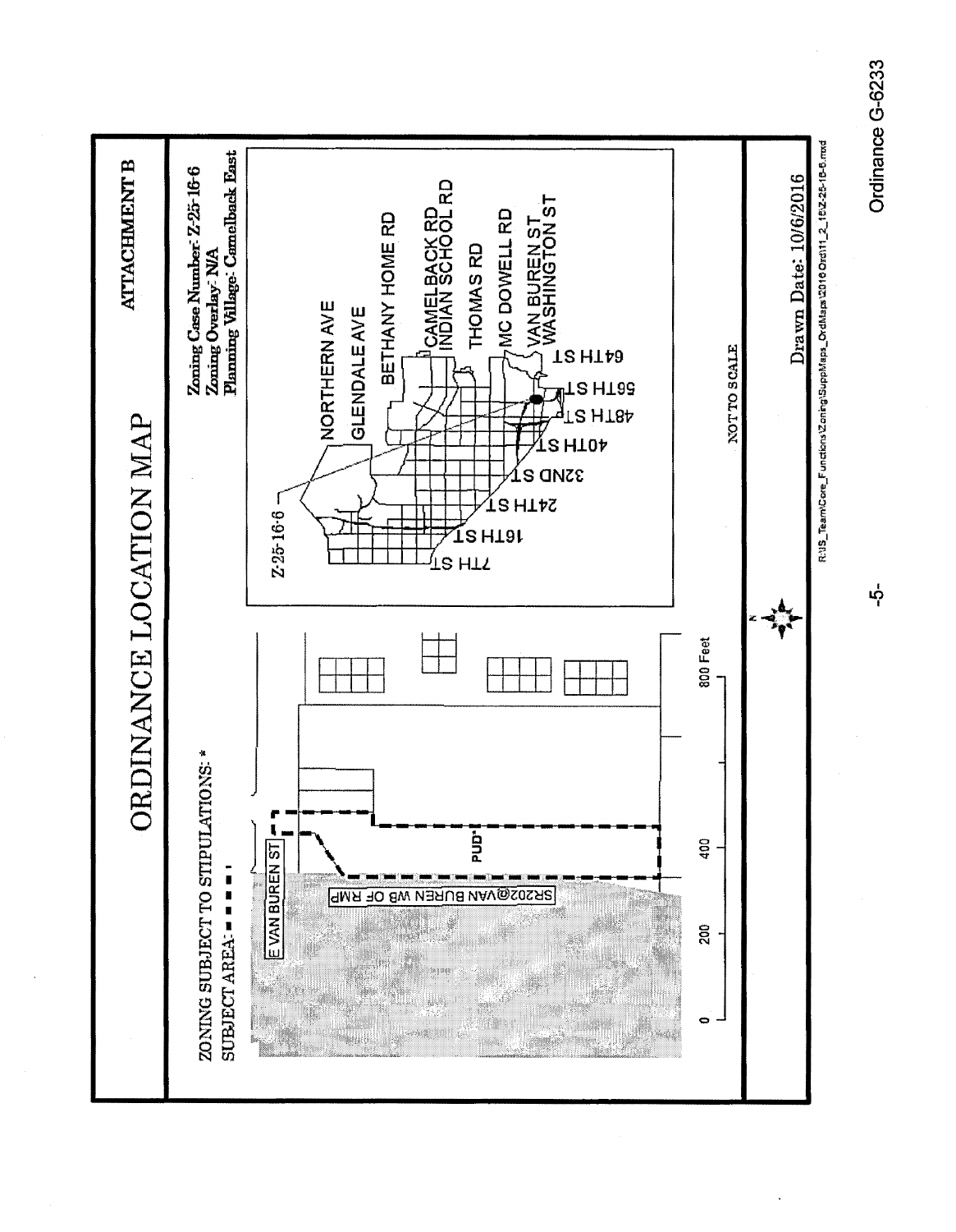# ORDINANCE LOCATION MAP

**ATTACHMENT B**

ZONING SUBJECT TO STIPULATIONS: *

SUBJECT AREA: - - - - -

**Zoning Case Number: Z-25-16-6**
**Zoning Overlay: N/A**
**Planning Village: Camelback East**

E VAN BUREN ST

SR202@VAN BUREN WB OF RMP

PUD*

0 200 400 800 Feet

Z-25-16-6

NORTHERN AVE
GLENDALE AVE
BETHANY HOME RD
CAMELBACK RD
INDIAN SCHOOL RD
THOMAS RD
MC DOWELL RD
VAN BUREN ST
WASHINGTON ST

7TH ST
16TH ST
24TH ST
32ND ST
40TH ST
48TH ST
56TH ST
64TH ST

NOT TO SCALE

Drawn Date: 10/6/2016

R:\IS_Team\Core_Functions\Zoning\SuppMaps_OrdMaps\2016 Ord\11_2_16\Z-25-16-6.mxd

Ordinance G-6233